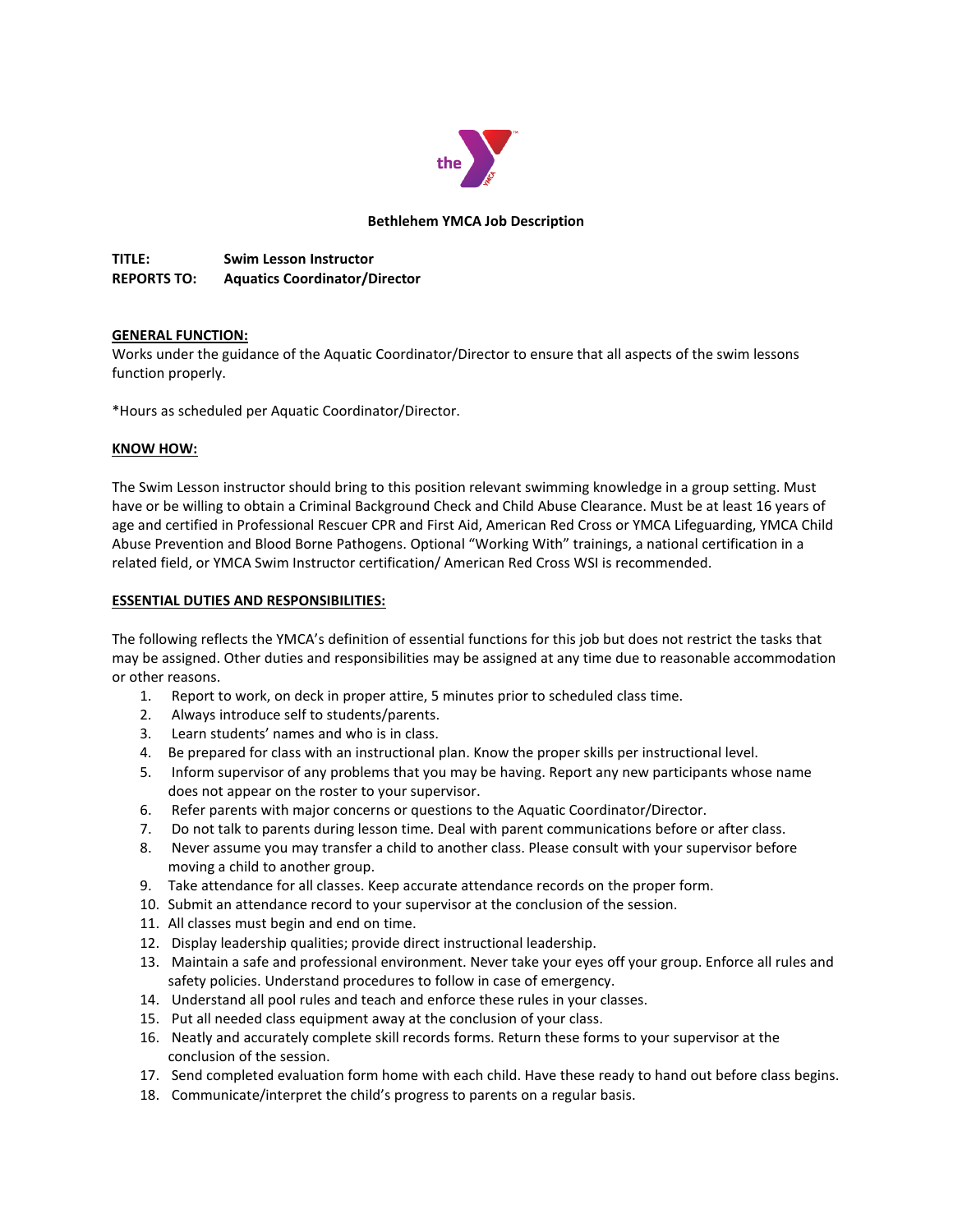# Bethlehem YMCA Job Description

**TITLE:** Swim Lesson Instructor
**REPORTS TO:** Aquatics Coordinator/Director

## GENERAL FUNCTION:

Works under the guidance of the Aquatic Coordinator/Director to ensure that all aspects of the swim lessons function properly.

*Hours as scheduled per Aquatic Coordinator/Director.

## KNOW HOW:

The Swim Lesson instructor should bring to this position relevant swimming knowledge in a group setting. Must have or be willing to obtain a Criminal Background Check and Child Abuse Clearance. Must be at least 16 years of age and certified in Professional Rescuer CPR and First Aid, American Red Cross or YMCA Lifeguarding, YMCA Child Abuse Prevention and Blood Borne Pathogens. Optional "Working With" trainings, a national certification in a related field, or YMCA Swim Instructor certification/ American Red Cross WSI is recommended.

## ESSENTIAL DUTIES AND RESPONSIBILITIES:

The following reflects the YMCA's definition of essential functions for this job but does not restrict the tasks that may be assigned. Other duties and responsibilities may be assigned at any time due to reasonable accommodation or other reasons.

1. Report to work, on deck in proper attire, 5 minutes prior to scheduled class time.
2. Always introduce self to students/parents.
3. Learn students' names and who is in class.
4. Be prepared for class with an instructional plan. Know the proper skills per instructional level.
5. Inform supervisor of any problems that you may be having. Report any new participants whose name does not appear on the roster to your supervisor.
6. Refer parents with major concerns or questions to the Aquatic Coordinator/Director.
7. Do not talk to parents during lesson time. Deal with parent communications before or after class.
8. Never assume you may transfer a child to another class. Please consult with your supervisor before moving a child to another group.
9. Take attendance for all classes. Keep accurate attendance records on the proper form.
10. Submit an attendance record to your supervisor at the conclusion of the session.
11. All classes must begin and end on time.
12. Display leadership qualities; provide direct instructional leadership.
13. Maintain a safe and professional environment. Never take your eyes off your group. Enforce all rules and safety policies. Understand procedures to follow in case of emergency.
14. Understand all pool rules and teach and enforce these rules in your classes.
15. Put all needed class equipment away at the conclusion of your class.
16. Neatly and accurately complete skill records forms. Return these forms to your supervisor at the conclusion of the session.
17. Send completed evaluation form home with each child. Have these ready to hand out before class begins.
18. Communicate/interpret the child's progress to parents on a regular basis.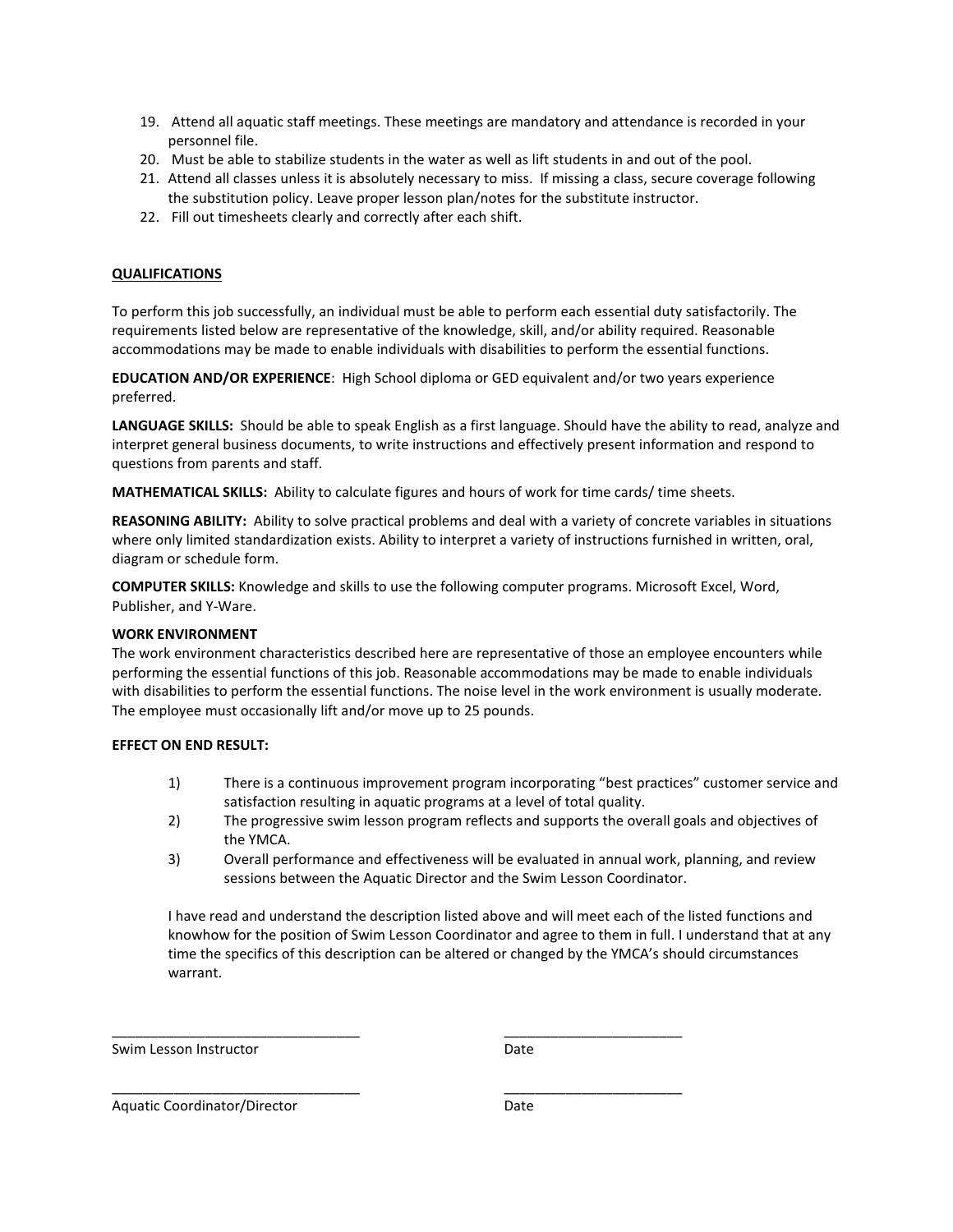19. Attend all aquatic staff meetings. These meetings are mandatory and attendance is recorded in your personnel file.
20. Must be able to stabilize students in the water as well as lift students in and out of the pool.
21. Attend all classes unless it is absolutely necessary to miss. If missing a class, secure coverage following the substitution policy. Leave proper lesson plan/notes for the substitute instructor.
22. Fill out timesheets clearly and correctly after each shift.

## QUALIFICATIONS

To perform this job successfully, an individual must be able to perform each essential duty satisfactorily. The requirements listed below are representative of the knowledge, skill, and/or ability required. Reasonable accommodations may be made to enable individuals with disabilities to perform the essential functions.

**EDUCATION AND/OR EXPERIENCE**: High School diploma or GED equivalent and/or two years experience preferred.

**LANGUAGE SKILLS:** Should be able to speak English as a first language. Should have the ability to read, analyze and interpret general business documents, to write instructions and effectively present information and respond to questions from parents and staff.

**MATHEMATICAL SKILLS:** Ability to calculate figures and hours of work for time cards/ time sheets.

**REASONING ABILITY:** Ability to solve practical problems and deal with a variety of concrete variables in situations where only limited standardization exists. Ability to interpret a variety of instructions furnished in written, oral, diagram or schedule form.

**COMPUTER SKILLS:** Knowledge and skills to use the following computer programs. Microsoft Excel, Word, Publisher, and Y-Ware.

**WORK ENVIRONMENT**

The work environment characteristics described here are representative of those an employee encounters while performing the essential functions of this job. Reasonable accommodations may be made to enable individuals with disabilities to perform the essential functions. The noise level in the work environment is usually moderate. The employee must occasionally lift and/or move up to 25 pounds.

**EFFECT ON END RESULT:**

1) There is a continuous improvement program incorporating "best practices" customer service and satisfaction resulting in aquatic programs at a level of total quality.
2) The progressive swim lesson program reflects and supports the overall goals and objectives of the YMCA.
3) Overall performance and effectiveness will be evaluated in annual work, planning, and review sessions between the Aquatic Director and the Swim Lesson Coordinator.

I have read and understand the description listed above and will meet each of the listed functions and knowhow for the position of Swim Lesson Coordinator and agree to them in full. I understand that at any time the specifics of this description can be altered or changed by the YMCA's should circumstances warrant.

________________________________ ________________________
Swim Lesson Instructor Date

________________________________ ________________________
Aquatic Coordinator/Director Date